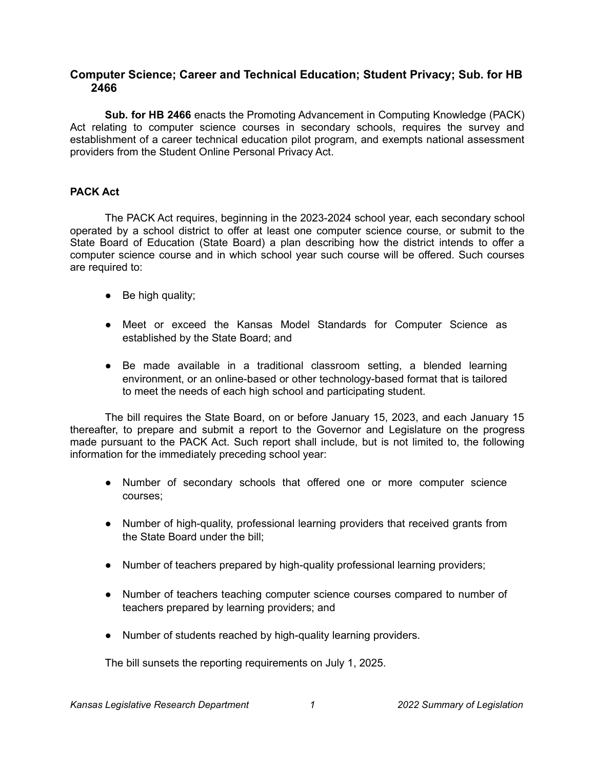## Computer Science; Career and Technical Education; Student Privacy; Sub. for HB 2466

**Sub. for HB 2466** enacts the Promoting Advancement in Computing Knowledge (PACK) Act relating to computer science courses in secondary schools, requires the survey and establishment of a career technical education pilot program, and exempts national assessment providers from the Student Online Personal Privacy Act.

### PACK Act

The PACK Act requires, beginning in the 2023-2024 school year, each secondary school operated by a school district to offer at least one computer science course, or submit to the State Board of Education (State Board) a plan describing how the district intends to offer a computer science course and in which school year such course will be offered. Such courses are required to:

- Be high quality;
- Meet or exceed the Kansas Model Standards for Computer Science as established by the State Board; and
- Be made available in a traditional classroom setting, a blended learning environment, or an online-based or other technology-based format that is tailored to meet the needs of each high school and participating student.

The bill requires the State Board, on or before January 15, 2023, and each January 15 thereafter, to prepare and submit a report to the Governor and Legislature on the progress made pursuant to the PACK Act. Such report shall include, but is not limited to, the following information for the immediately preceding school year:

- Number of secondary schools that offered one or more computer science courses;
- Number of high-quality, professional learning providers that received grants from the State Board under the bill;
- Number of teachers prepared by high-quality professional learning providers;
- Number of teachers teaching computer science courses compared to number of teachers prepared by learning providers; and
- Number of students reached by high-quality learning providers.

The bill sunsets the reporting requirements on July 1, 2025.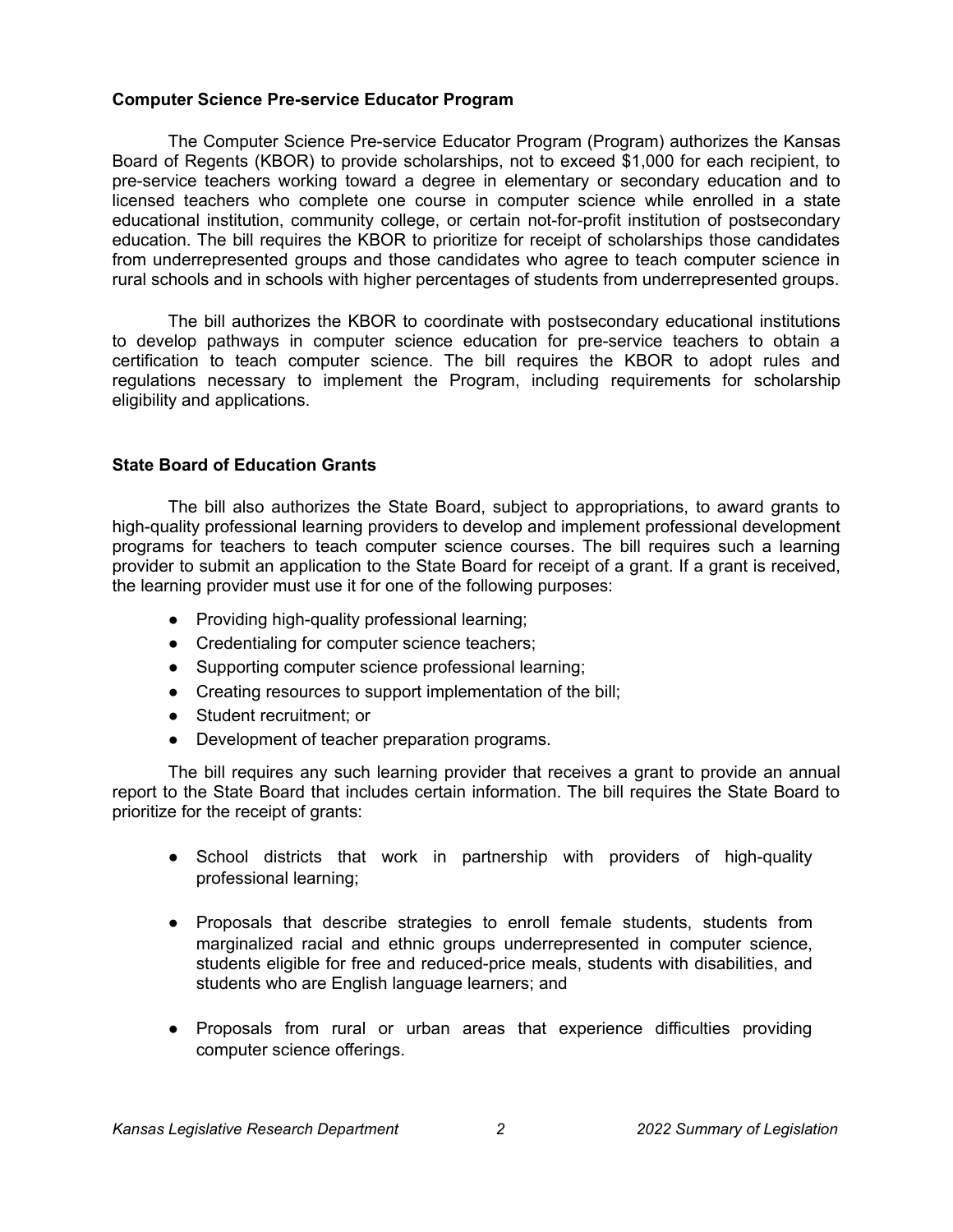**Computer Science Pre-service Educator Program**

The Computer Science Pre-service Educator Program (Program) authorizes the Kansas Board of Regents (KBOR) to provide scholarships, not to exceed $1,000 for each recipient, to pre-service teachers working toward a degree in elementary or secondary education and to licensed teachers who complete one course in computer science while enrolled in a state educational institution, community college, or certain not-for-profit institution of postsecondary education. The bill requires the KBOR to prioritize for receipt of scholarships those candidates from underrepresented groups and those candidates who agree to teach computer science in rural schools and in schools with higher percentages of students from underrepresented groups.

The bill authorizes the KBOR to coordinate with postsecondary educational institutions to develop pathways in computer science education for pre-service teachers to obtain a certification to teach computer science. The bill requires the KBOR to adopt rules and regulations necessary to implement the Program, including requirements for scholarship eligibility and applications.

**State Board of Education Grants**

The bill also authorizes the State Board, subject to appropriations, to award grants to high-quality professional learning providers to develop and implement professional development programs for teachers to teach computer science courses. The bill requires such a learning provider to submit an application to the State Board for receipt of a grant. If a grant is received, the learning provider must use it for one of the following purposes:

- Providing high-quality professional learning;
- Credentialing for computer science teachers;
- Supporting computer science professional learning;
- Creating resources to support implementation of the bill;
- Student recruitment; or
- Development of teacher preparation programs.

The bill requires any such learning provider that receives a grant to provide an annual report to the State Board that includes certain information. The bill requires the State Board to prioritize for the receipt of grants:

- School districts that work in partnership with providers of high-quality professional learning;
- Proposals that describe strategies to enroll female students, students from marginalized racial and ethnic groups underrepresented in computer science, students eligible for free and reduced-price meals, students with disabilities, and students who are English language learners; and
- Proposals from rural or urban areas that experience difficulties providing computer science offerings.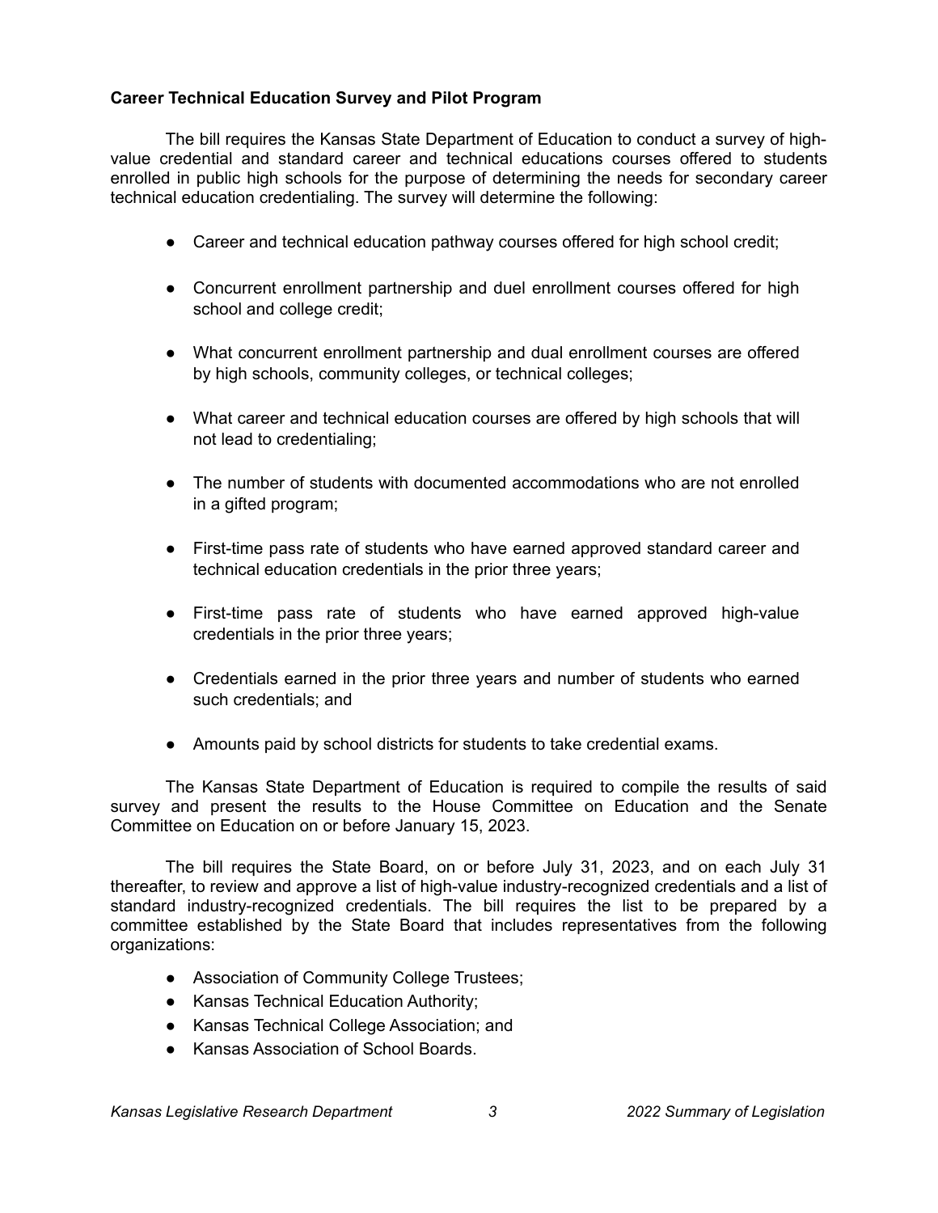**Career Technical Education Survey and Pilot Program**

The bill requires the Kansas State Department of Education to conduct a survey of high-value credential and standard career and technical educations courses offered to students enrolled in public high schools for the purpose of determining the needs for secondary career technical education credentialing. The survey will determine the following:

- Career and technical education pathway courses offered for high school credit;
- Concurrent enrollment partnership and duel enrollment courses offered for high school and college credit;
- What concurrent enrollment partnership and dual enrollment courses are offered by high schools, community colleges, or technical colleges;
- What career and technical education courses are offered by high schools that will not lead to credentialing;
- The number of students with documented accommodations who are not enrolled in a gifted program;
- First-time pass rate of students who have earned approved standard career and technical education credentials in the prior three years;
- First-time pass rate of students who have earned approved high-value credentials in the prior three years;
- Credentials earned in the prior three years and number of students who earned such credentials; and
- Amounts paid by school districts for students to take credential exams.

The Kansas State Department of Education is required to compile the results of said survey and present the results to the House Committee on Education and the Senate Committee on Education on or before January 15, 2023.

The bill requires the State Board, on or before July 31, 2023, and on each July 31 thereafter, to review and approve a list of high-value industry-recognized credentials and a list of standard industry-recognized credentials. The bill requires the list to be prepared by a committee established by the State Board that includes representatives from the following organizations:

- Association of Community College Trustees;
- Kansas Technical Education Authority;
- Kansas Technical College Association; and
- Kansas Association of School Boards.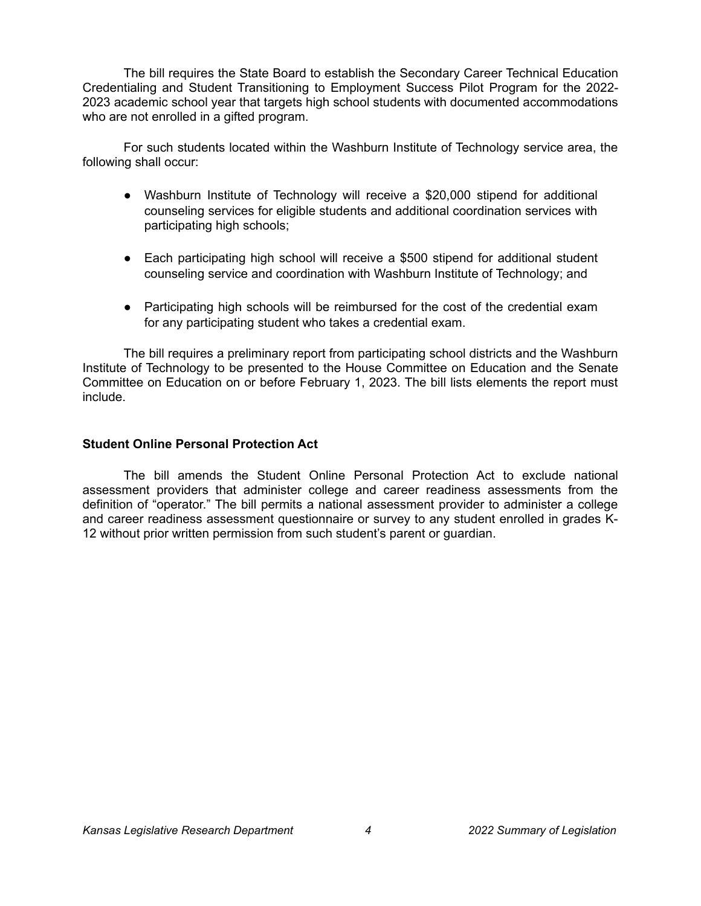The bill requires the State Board to establish the Secondary Career Technical Education Credentialing and Student Transitioning to Employment Success Pilot Program for the 2022-2023 academic school year that targets high school students with documented accommodations who are not enrolled in a gifted program.

For such students located within the Washburn Institute of Technology service area, the following shall occur:

- Washburn Institute of Technology will receive a $20,000 stipend for additional counseling services for eligible students and additional coordination services with participating high schools;
- Each participating high school will receive a $500 stipend for additional student counseling service and coordination with Washburn Institute of Technology; and
- Participating high schools will be reimbursed for the cost of the credential exam for any participating student who takes a credential exam.

The bill requires a preliminary report from participating school districts and the Washburn Institute of Technology to be presented to the House Committee on Education and the Senate Committee on Education on or before February 1, 2023. The bill lists elements the report must include.

**Student Online Personal Protection Act**

The bill amends the Student Online Personal Protection Act to exclude national assessment providers that administer college and career readiness assessments from the definition of "operator." The bill permits a national assessment provider to administer a college and career readiness assessment questionnaire or survey to any student enrolled in grades K-12 without prior written permission from such student's parent or guardian.